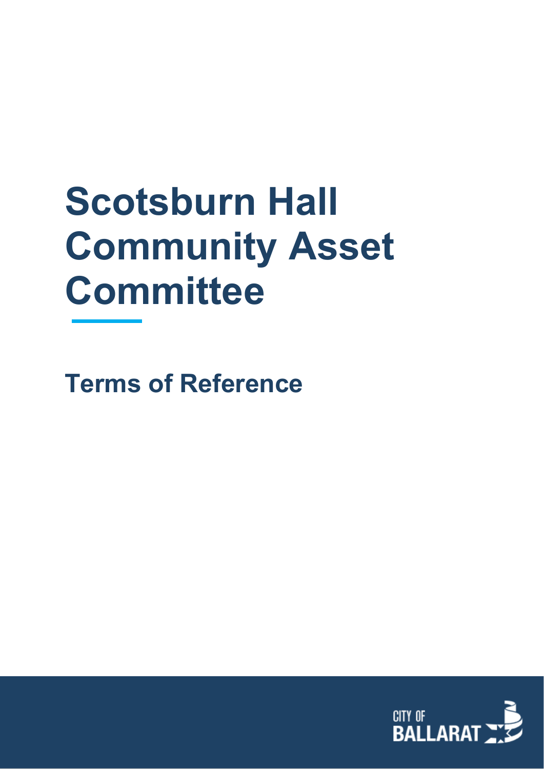# Scotsburn Hall Community Asset Committee

## Terms of Reference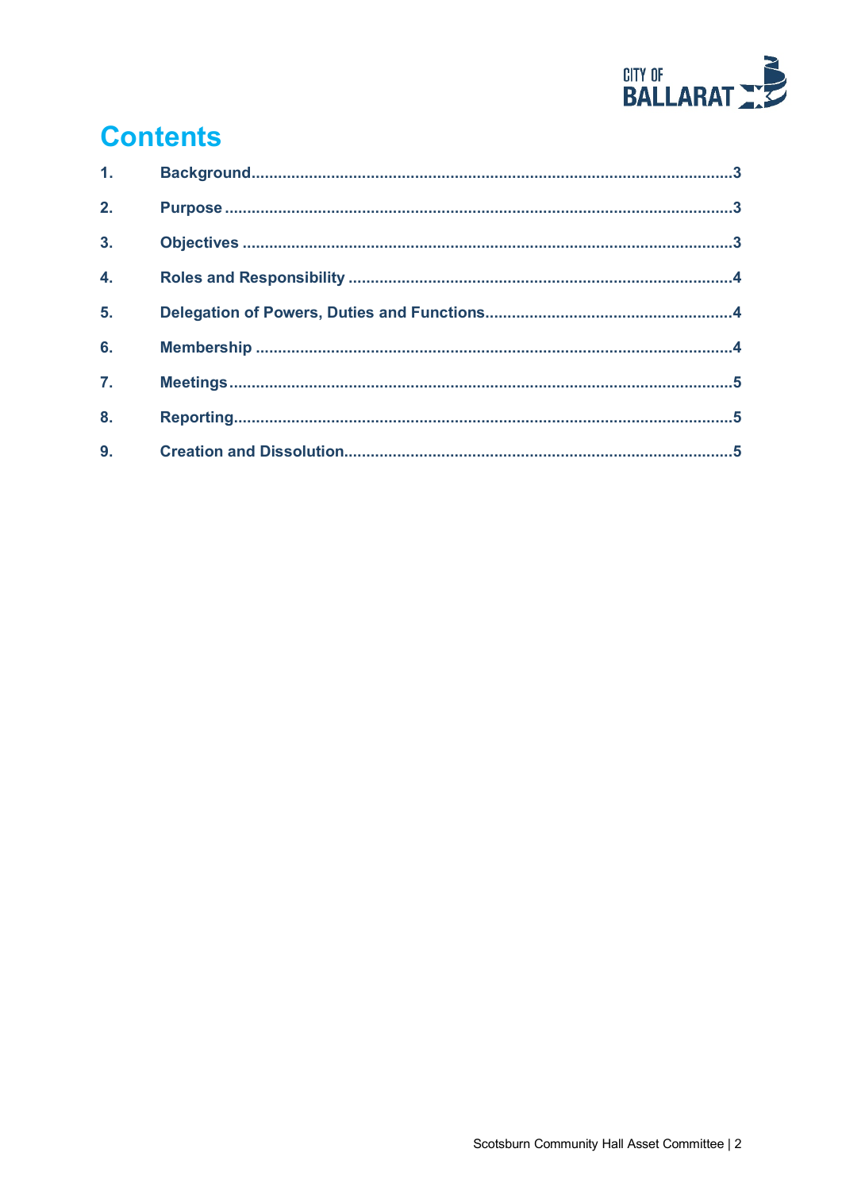# Contents

1. Background 3
2. Purpose 3
3. Objectives 3
4. Roles and Responsibility 4
5. Delegation of Powers, Duties and Functions 4
6. Membership 4
7. Meetings 5
8. Reporting 5
9. Creation and Dissolution 5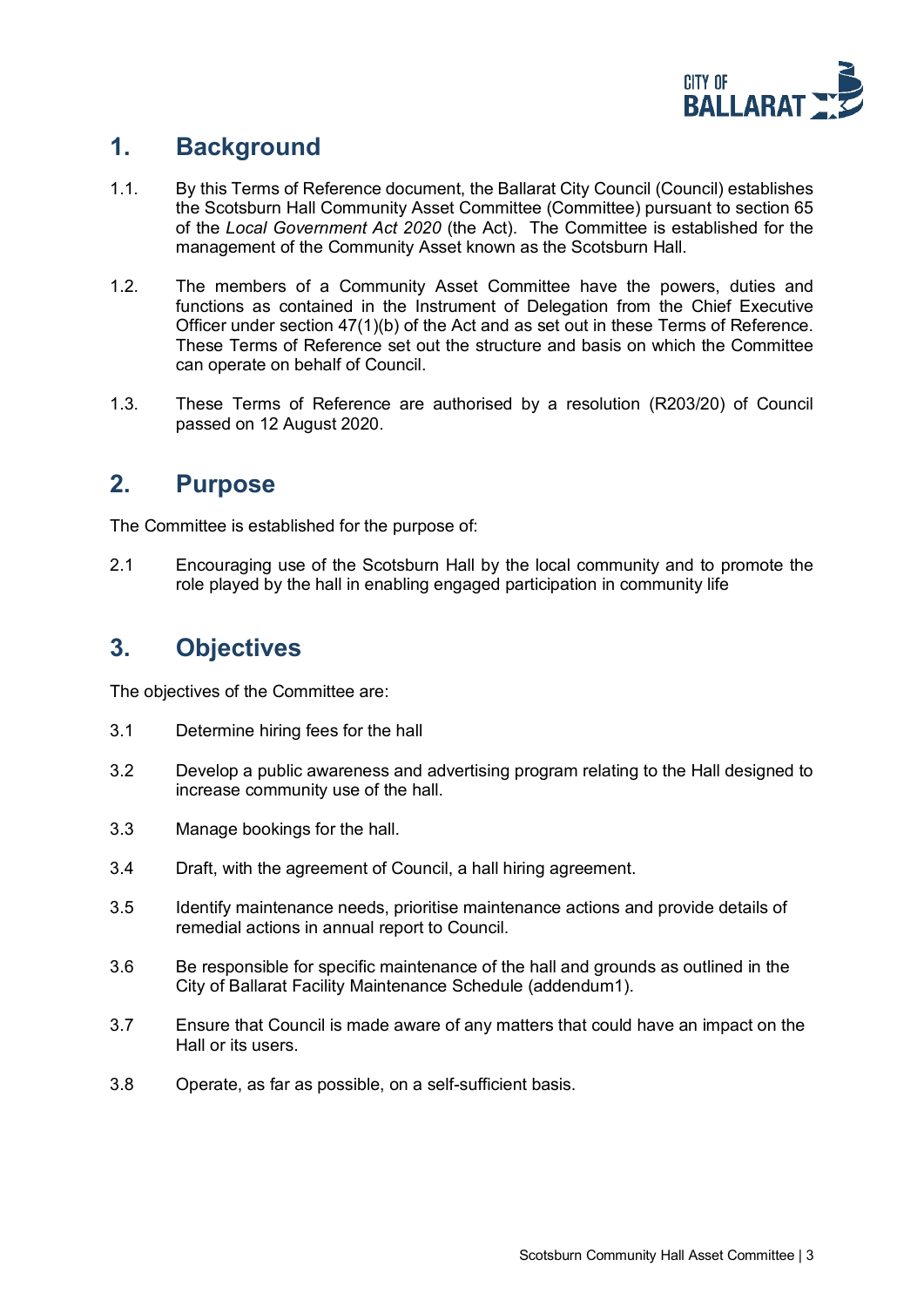## 1. Background

1.1. By this Terms of Reference document, the Ballarat City Council (Council) establishes the Scotsburn Hall Community Asset Committee (Committee) pursuant to section 65 of the *Local Government Act 2020* (the Act). The Committee is established for the management of the Community Asset known as the Scotsburn Hall.

1.2. The members of a Community Asset Committee have the powers, duties and functions as contained in the Instrument of Delegation from the Chief Executive Officer under section 47(1)(b) of the Act and as set out in these Terms of Reference. These Terms of Reference set out the structure and basis on which the Committee can operate on behalf of Council.

1.3. These Terms of Reference are authorised by a resolution (R203/20) of Council passed on 12 August 2020.

## 2. Purpose

The Committee is established for the purpose of:

2.1 Encouraging use of the Scotsburn Hall by the local community and to promote the role played by the hall in enabling engaged participation in community life

## 3. Objectives

The objectives of the Committee are:

3.1 Determine hiring fees for the hall

3.2 Develop a public awareness and advertising program relating to the Hall designed to increase community use of the hall.

3.3 Manage bookings for the hall.

3.4 Draft, with the agreement of Council, a hall hiring agreement.

3.5 Identify maintenance needs, prioritise maintenance actions and provide details of remedial actions in annual report to Council.

3.6 Be responsible for specific maintenance of the hall and grounds as outlined in the City of Ballarat Facility Maintenance Schedule (addendum1).

3.7 Ensure that Council is made aware of any matters that could have an impact on the Hall or its users.

3.8 Operate, as far as possible, on a self-sufficient basis.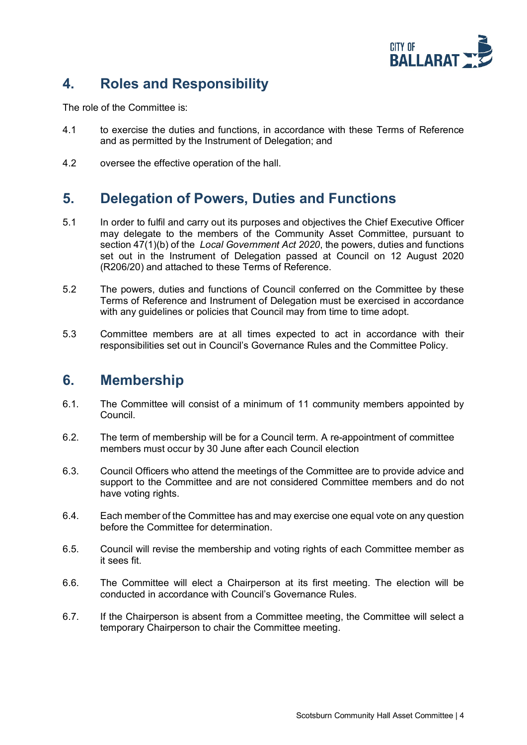## 4. Roles and Responsibility

The role of the Committee is:

4.1 to exercise the duties and functions, in accordance with these Terms of Reference and as permitted by the Instrument of Delegation; and

4.2 oversee the effective operation of the hall.

## 5. Delegation of Powers, Duties and Functions

5.1 In order to fulfil and carry out its purposes and objectives the Chief Executive Officer may delegate to the members of the Community Asset Committee, pursuant to section 47(1)(b) of the *Local Government Act 2020*, the powers, duties and functions set out in the Instrument of Delegation passed at Council on 12 August 2020 (R206/20) and attached to these Terms of Reference.

5.2 The powers, duties and functions of Council conferred on the Committee by these Terms of Reference and Instrument of Delegation must be exercised in accordance with any guidelines or policies that Council may from time to time adopt.

5.3 Committee members are at all times expected to act in accordance with their responsibilities set out in Council's Governance Rules and the Committee Policy.

## 6. Membership

6.1. The Committee will consist of a minimum of 11 community members appointed by Council.

6.2. The term of membership will be for a Council term. A re-appointment of committee members must occur by 30 June after each Council election

6.3. Council Officers who attend the meetings of the Committee are to provide advice and support to the Committee and are not considered Committee members and do not have voting rights.

6.4. Each member of the Committee has and may exercise one equal vote on any question before the Committee for determination.

6.5. Council will revise the membership and voting rights of each Committee member as it sees fit.

6.6. The Committee will elect a Chairperson at its first meeting. The election will be conducted in accordance with Council's Governance Rules.

6.7. If the Chairperson is absent from a Committee meeting, the Committee will select a temporary Chairperson to chair the Committee meeting.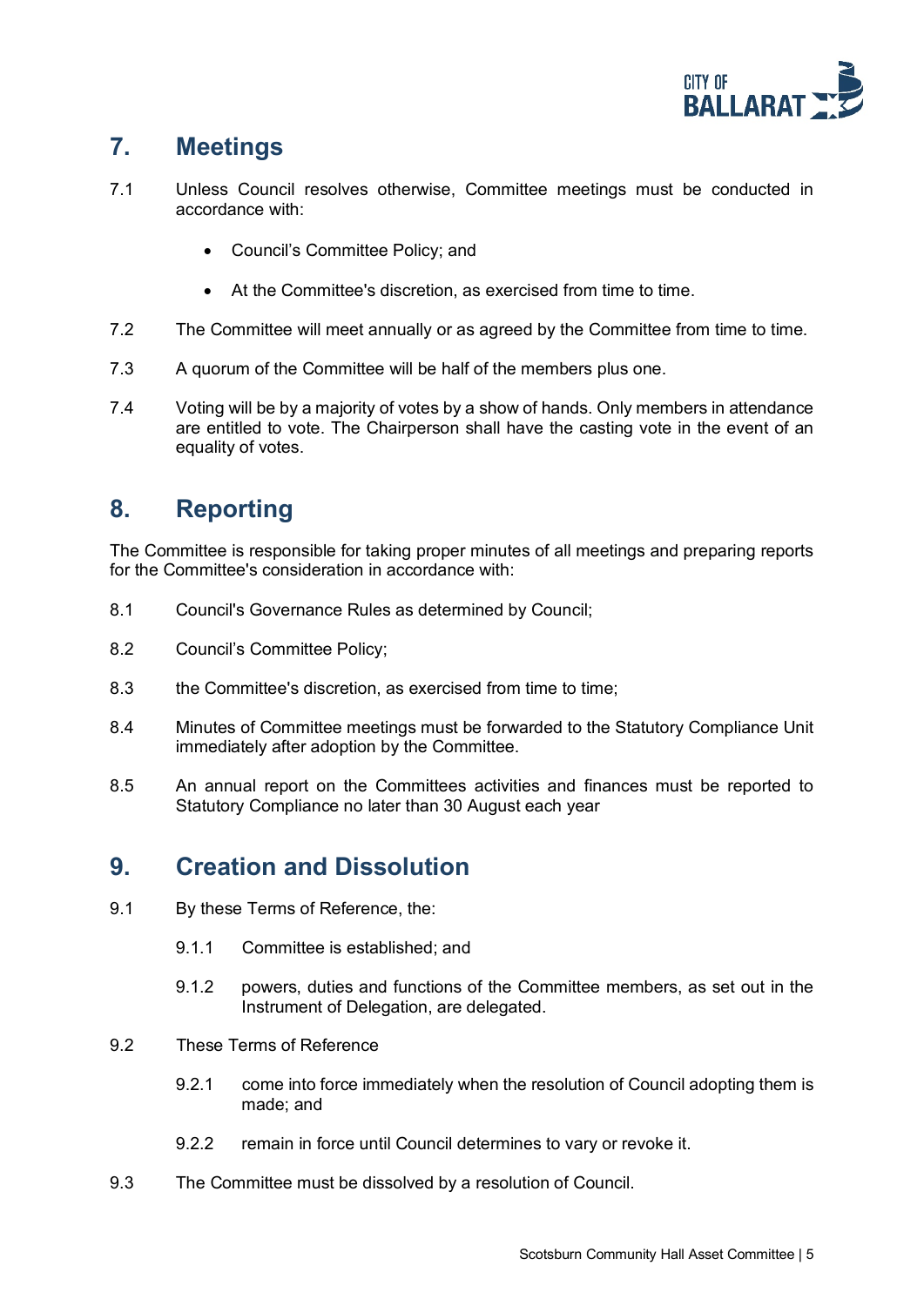## 7. Meetings

7.1 Unless Council resolves otherwise, Committee meetings must be conducted in accordance with:

- Council's Committee Policy; and
- At the Committee's discretion, as exercised from time to time.

7.2 The Committee will meet annually or as agreed by the Committee from time to time.

7.3 A quorum of the Committee will be half of the members plus one.

7.4 Voting will be by a majority of votes by a show of hands. Only members in attendance are entitled to vote. The Chairperson shall have the casting vote in the event of an equality of votes.

## 8. Reporting

The Committee is responsible for taking proper minutes of all meetings and preparing reports for the Committee's consideration in accordance with:

8.1 Council's Governance Rules as determined by Council;

8.2 Council's Committee Policy;

8.3 the Committee's discretion, as exercised from time to time;

8.4 Minutes of Committee meetings must be forwarded to the Statutory Compliance Unit immediately after adoption by the Committee.

8.5 An annual report on the Committees activities and finances must be reported to Statutory Compliance no later than 30 August each year

## 9. Creation and Dissolution

9.1 By these Terms of Reference, the:

9.1.1 Committee is established; and

9.1.2 powers, duties and functions of the Committee members, as set out in the Instrument of Delegation, are delegated.

9.2 These Terms of Reference

9.2.1 come into force immediately when the resolution of Council adopting them is made; and

9.2.2 remain in force until Council determines to vary or revoke it.

9.3 The Committee must be dissolved by a resolution of Council.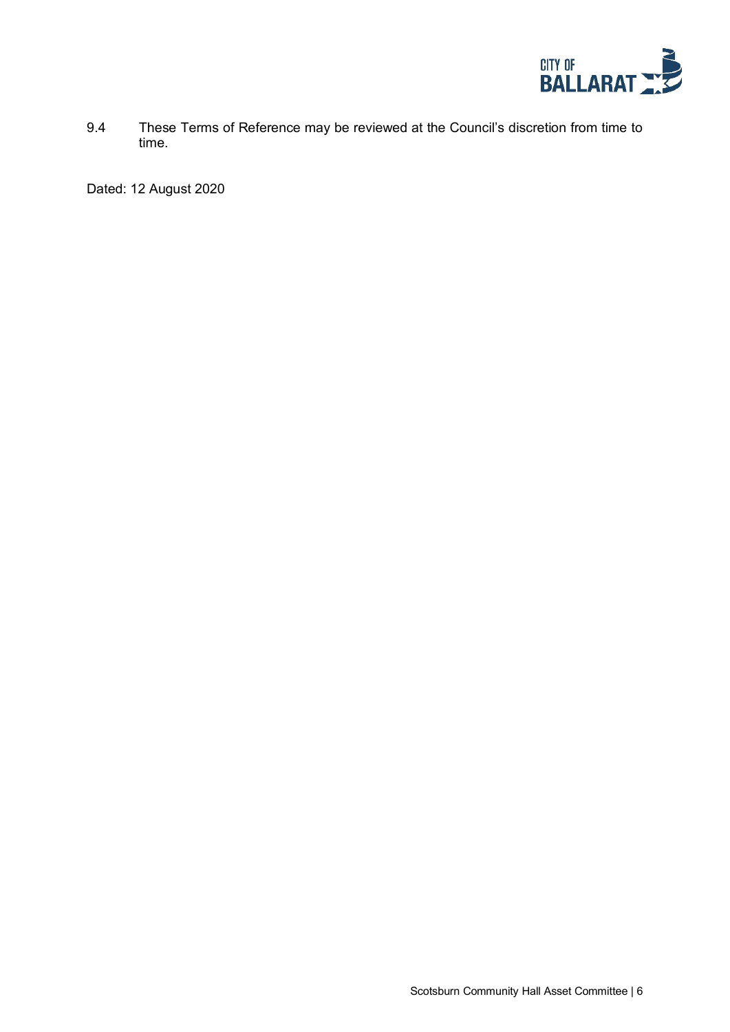9.4 These Terms of Reference may be reviewed at the Council's discretion from time to time.

Dated: 12 August 2020